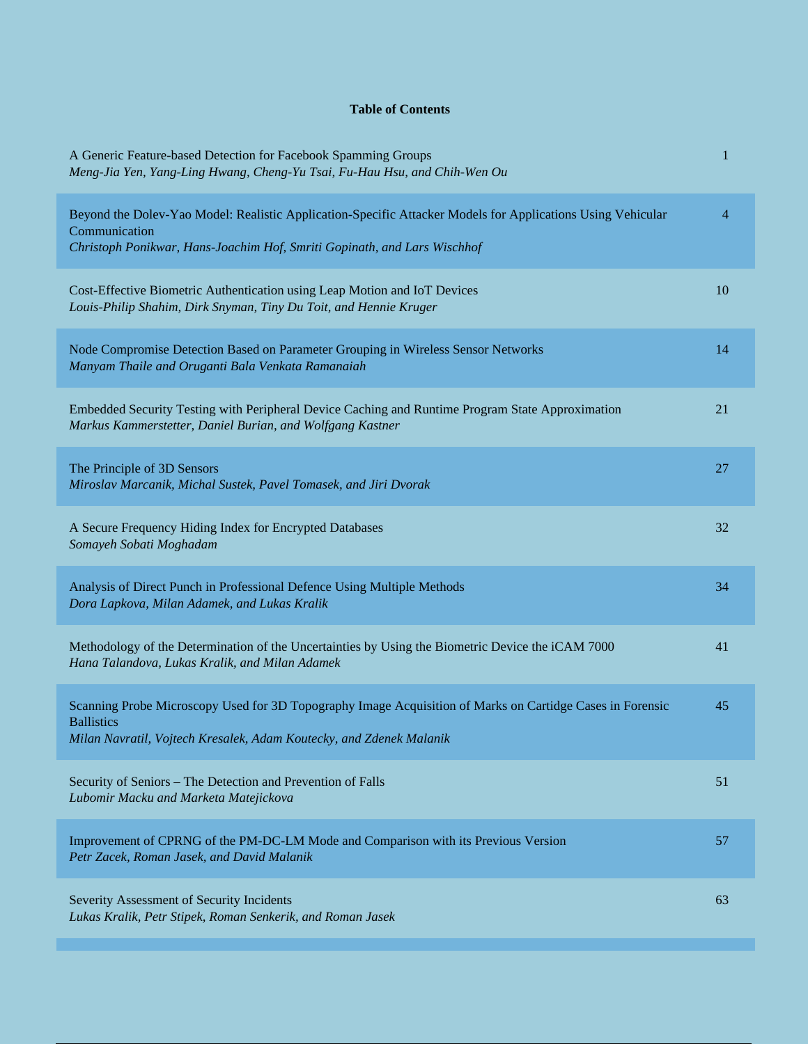**Table of Contents**

| | |
|---|---|
| A Generic Feature-based Detection for Facebook Spamming Groups<br>*Meng-Jia Yen, Yang-Ling Hwang, Cheng-Yu Tsai, Fu-Hau Hsu, and Chih-Wen Ou* | 1 |
| Beyond the Dolev-Yao Model: Realistic Application-Specific Attacker Models for Applications Using Vehicular Communication<br>*Christoph Ponikwar, Hans-Joachim Hof, Smriti Gopinath, and Lars Wischhof* | 4 |
| Cost-Effective Biometric Authentication using Leap Motion and IoT Devices<br>*Louis-Philip Shahim, Dirk Snyman, Tiny Du Toit, and Hennie Kruger* | 10 |
| Node Compromise Detection Based on Parameter Grouping in Wireless Sensor Networks<br>*Manyam Thaile and Oruganti Bala Venkata Ramanaiah* | 14 |
| Embedded Security Testing with Peripheral Device Caching and Runtime Program State Approximation<br>*Markus Kammerstetter, Daniel Burian, and Wolfgang Kastner* | 21 |
| The Principle of 3D Sensors<br>*Miroslav Marcanik, Michal Sustek, Pavel Tomasek, and Jiri Dvorak* | 27 |
| A Secure Frequency Hiding Index for Encrypted Databases<br>*Somayeh Sobati Moghadam* | 32 |
| Analysis of Direct Punch in Professional Defence Using Multiple Methods<br>*Dora Lapkova, Milan Adamek, and Lukas Kralik* | 34 |
| Methodology of the Determination of the Uncertainties by Using the Biometric Device the iCAM 7000<br>*Hana Talandova, Lukas Kralik, and Milan Adamek* | 41 |
| Scanning Probe Microscopy Used for 3D Topography Image Acquisition of Marks on Cartidge Cases in Forensic Ballistics<br>*Milan Navratil, Vojtech Kresalek, Adam Koutecky, and Zdenek Malanik* | 45 |
| Security of Seniors – The Detection and Prevention of Falls<br>*Lubomir Macku and Marketa Matejickova* | 51 |
| Improvement of CPRNG of the PM-DC-LM Mode and Comparison with its Previous Version<br>*Petr Zacek, Roman Jasek, and David Malanik* | 57 |
| Severity Assessment of Security Incidents<br>*Lukas Kralik, Petr Stipek, Roman Senkerik, and Roman Jasek* | 63 |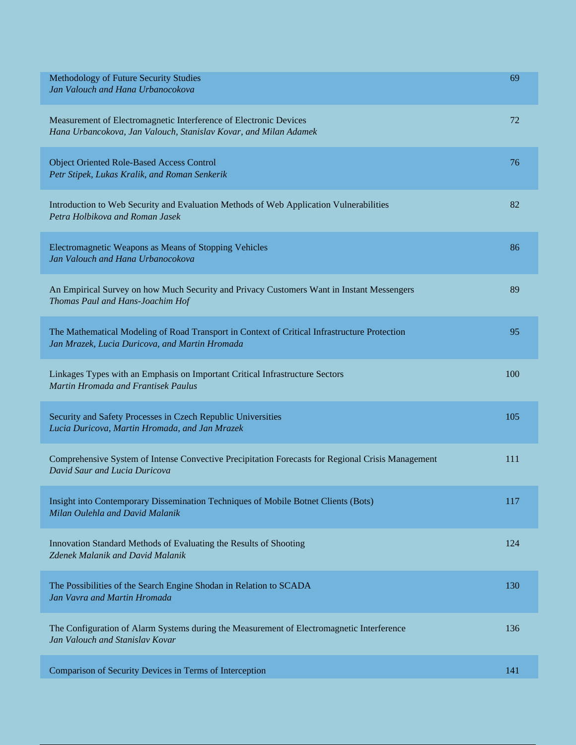| | |
|---|---|
| Methodology of Future Security Studies<br>*Jan Valouch and Hana Urbanocokova* | 69 |
| Measurement of Electromagnetic Interference of Electronic Devices<br>*Hana Urbancokova, Jan Valouch, Stanislav Kovar, and Milan Adamek* | 72 |
| Object Oriented Role-Based Access Control<br>*Petr Stipek, Lukas Kralik, and Roman Senkerik* | 76 |
| Introduction to Web Security and Evaluation Methods of Web Application Vulnerabilities<br>*Petra Holbikova and Roman Jasek* | 82 |
| Electromagnetic Weapons as Means of Stopping Vehicles<br>*Jan Valouch and Hana Urbanocokova* | 86 |
| An Empirical Survey on how Much Security and Privacy Customers Want in Instant Messengers<br>*Thomas Paul and Hans-Joachim Hof* | 89 |
| The Mathematical Modeling of Road Transport in Context of Critical Infrastructure Protection<br>*Jan Mrazek, Lucia Duricova, and Martin Hromada* | 95 |
| Linkages Types with an Emphasis on Important Critical Infrastructure Sectors<br>*Martin Hromada and Frantisek Paulus* | 100 |
| Security and Safety Processes in Czech Republic Universities<br>*Lucia Duricova, Martin Hromada, and Jan Mrazek* | 105 |
| Comprehensive System of Intense Convective Precipitation Forecasts for Regional Crisis Management<br>*David Saur and Lucia Duricova* | 111 |
| Insight into Contemporary Dissemination Techniques of Mobile Botnet Clients (Bots)<br>*Milan Oulehla and David Malanik* | 117 |
| Innovation Standard Methods of Evaluating the Results of Shooting<br>*Zdenek Malanik and David Malanik* | 124 |
| The Possibilities of the Search Engine Shodan in Relation to SCADA<br>*Jan Vavra and Martin Hromada* | 130 |
| The Configuration of Alarm Systems during the Measurement of Electromagnetic Interference<br>*Jan Valouch and Stanislav Kovar* | 136 |
| Comparison of Security Devices in Terms of Interception | 141 |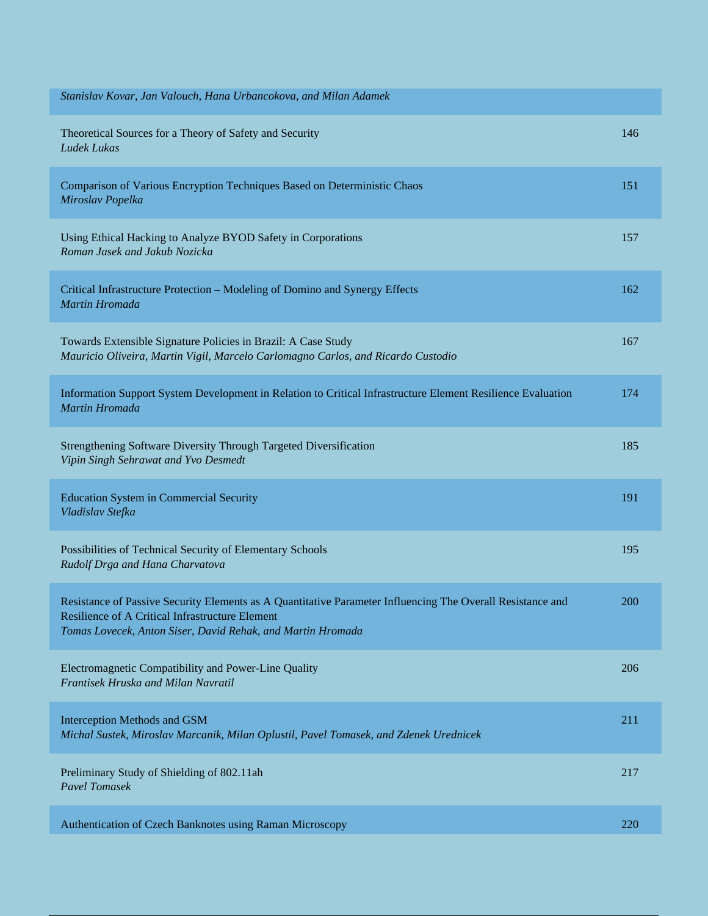*Stanislav Kovar, Jan Valouch, Hana Urbancokova, and Milan Adamek*

| | |
|---|---|
| Theoretical Sources for a Theory of Safety and Security<br>*Ludek Lukas* | 146 |
| Comparison of Various Encryption Techniques Based on Deterministic Chaos<br>*Miroslav Popelka* | 151 |
| Using Ethical Hacking to Analyze BYOD Safety in Corporations<br>*Roman Jasek and Jakub Nozicka* | 157 |
| Critical Infrastructure Protection – Modeling of Domino and Synergy Effects<br>*Martin Hromada* | 162 |
| Towards Extensible Signature Policies in Brazil: A Case Study<br>*Mauricio Oliveira, Martin Vigil, Marcelo Carlomagno Carlos, and Ricardo Custodio* | 167 |
| Information Support System Development in Relation to Critical Infrastructure Element Resilience Evaluation<br>*Martin Hromada* | 174 |
| Strengthening Software Diversity Through Targeted Diversification<br>*Vipin Singh Sehrawat and Yvo Desmedt* | 185 |
| Education System in Commercial Security<br>*Vladislav Stefka* | 191 |
| Possibilities of Technical Security of Elementary Schools<br>*Rudolf Drga and Hana Charvatova* | 195 |
| Resistance of Passive Security Elements as A Quantitative Parameter Influencing The Overall Resistance and Resilience of A Critical Infrastructure Element<br>*Tomas Lovecek, Anton Siser, David Rehak, and Martin Hromada* | 200 |
| Electromagnetic Compatibility and Power-Line Quality<br>*Frantisek Hruska and Milan Navratil* | 206 |
| Interception Methods and GSM<br>*Michal Sustek, Miroslav Marcanik, Milan Oplustil, Pavel Tomasek, and Zdenek Urednicek* | 211 |
| Preliminary Study of Shielding of 802.11ah<br>*Pavel Tomasek* | 217 |
| Authentication of Czech Banknotes using Raman Microscopy | 220 |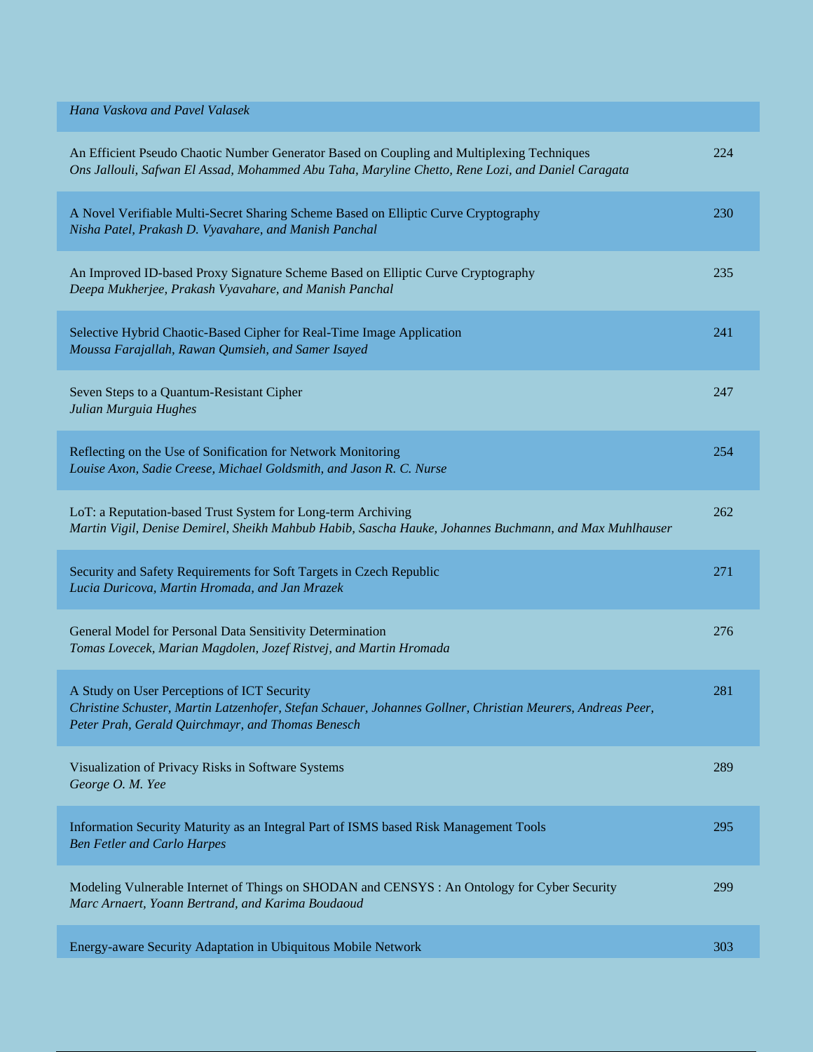*Hana Vaskova and Pavel Valasek*

An Efficient Pseudo Chaotic Number Generator Based on Coupling and Multiplexing Techniques — 224
*Ons Jallouli, Safwan El Assad, Mohammed Abu Taha, Maryline Chetto, Rene Lozi, and Daniel Caragata*

A Novel Verifiable Multi-Secret Sharing Scheme Based on Elliptic Curve Cryptography — 230
*Nisha Patel, Prakash D. Vyavahare, and Manish Panchal*

An Improved ID-based Proxy Signature Scheme Based on Elliptic Curve Cryptography — 235
*Deepa Mukherjee, Prakash Vyavahare, and Manish Panchal*

Selective Hybrid Chaotic-Based Cipher for Real-Time Image Application — 241
*Moussa Farajallah, Rawan Qumsieh, and Samer Isayed*

Seven Steps to a Quantum-Resistant Cipher — 247
*Julian Murguia Hughes*

Reflecting on the Use of Sonification for Network Monitoring — 254
*Louise Axon, Sadie Creese, Michael Goldsmith, and Jason R. C. Nurse*

LoT: a Reputation-based Trust System for Long-term Archiving — 262
*Martin Vigil, Denise Demirel, Sheikh Mahbub Habib, Sascha Hauke, Johannes Buchmann, and Max Muhlhauser*

Security and Safety Requirements for Soft Targets in Czech Republic — 271
*Lucia Duricova, Martin Hromada, and Jan Mrazek*

General Model for Personal Data Sensitivity Determination — 276
*Tomas Lovecek, Marian Magdolen, Jozef Ristvej, and Martin Hromada*

A Study on User Perceptions of ICT Security — 281
*Christine Schuster, Martin Latzenhofer, Stefan Schauer, Johannes Gollner, Christian Meurers, Andreas Peer, Peter Prah, Gerald Quirchmayr, and Thomas Benesch*

Visualization of Privacy Risks in Software Systems — 289
*George O. M. Yee*

Information Security Maturity as an Integral Part of ISMS based Risk Management Tools — 295
*Ben Fetler and Carlo Harpes*

Modeling Vulnerable Internet of Things on SHODAN and CENSYS : An Ontology for Cyber Security — 299
*Marc Arnaert, Yoann Bertrand, and Karima Boudaoud*

Energy-aware Security Adaptation in Ubiquitous Mobile Network — 303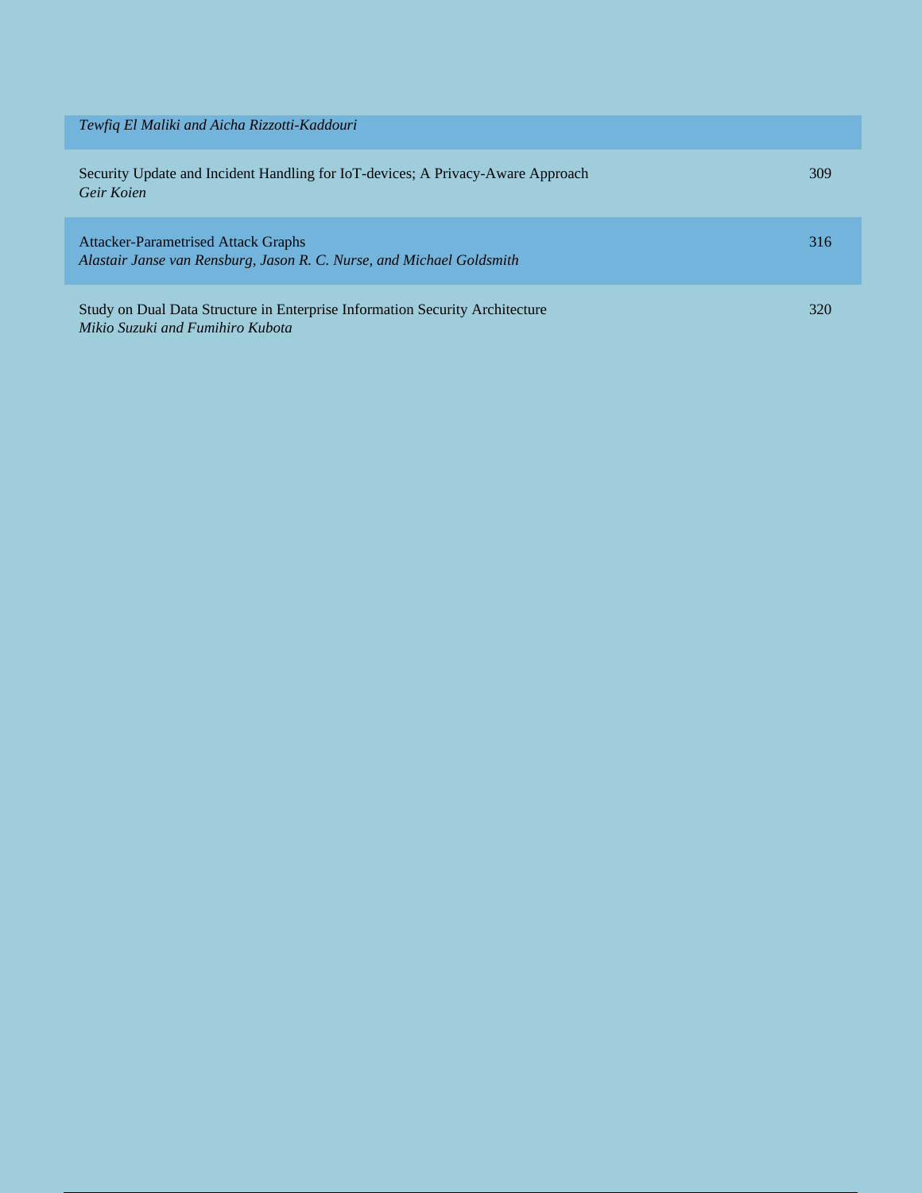*Tewfiq El Maliki and Aicha Rizzotti-Kaddouri*

Security Update and Incident Handling for IoT-devices; A Privacy-Aware Approach 309
*Geir Koien*

Attacker-Parametrised Attack Graphs 316
*Alastair Janse van Rensburg, Jason R. C. Nurse, and Michael Goldsmith*

Study on Dual Data Structure in Enterprise Information Security Architecture 320
*Mikio Suzuki and Fumihiro Kubota*